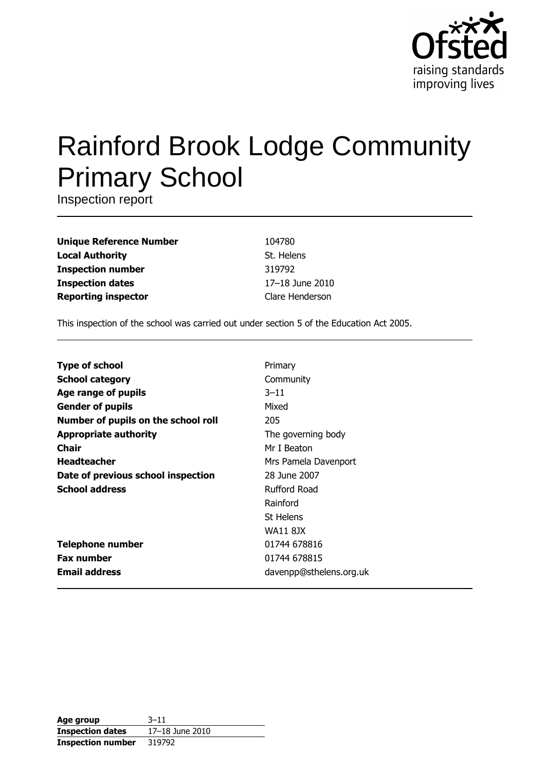# Rainford Brook Lodge Community Primary School

Inspection report

| | |
|---|---|
| **Unique Reference Number** | 104780 |
| **Local Authority** | St. Helens |
| **Inspection number** | 319792 |
| **Inspection dates** | 17–18 June 2010 |
| **Reporting inspector** | Clare Henderson |

This inspection of the school was carried out under section 5 of the Education Act 2005.

| | |
|---|---|
| **Type of school** | Primary |
| **School category** | Community |
| **Age range of pupils** | 3–11 |
| **Gender of pupils** | Mixed |
| **Number of pupils on the school roll** | 205 |
| **Appropriate authority** | The governing body |
| **Chair** | Mr I Beaton |
| **Headteacher** | Mrs Pamela Davenport |
| **Date of previous school inspection** | 28 June 2007 |
| **School address** | Rufford Road<br>Rainford<br>St Helens<br>WA11 8JX |
| **Telephone number** | 01744 678816 |
| **Fax number** | 01744 678815 |
| **Email address** | davenpp@sthelens.org.uk |

| | |
|---|---|
| **Age group** | 3–11 |
| **Inspection dates** | 17–18 June 2010 |
| **Inspection number** | 319792 |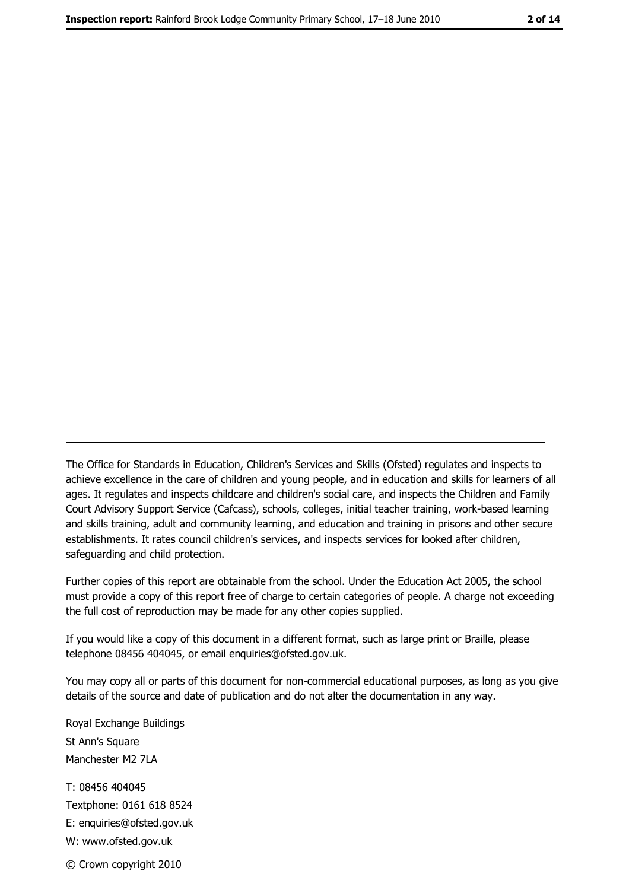---

The Office for Standards in Education, Children's Services and Skills (Ofsted) regulates and inspects to achieve excellence in the care of children and young people, and in education and skills for learners of all ages. It regulates and inspects childcare and children's social care, and inspects the Children and Family Court Advisory Support Service (Cafcass), schools, colleges, initial teacher training, work-based learning and skills training, adult and community learning, and education and training in prisons and other secure establishments. It rates council children's services, and inspects services for looked after children, safeguarding and child protection.

Further copies of this report are obtainable from the school. Under the Education Act 2005, the school must provide a copy of this report free of charge to certain categories of people. A charge not exceeding the full cost of reproduction may be made for any other copies supplied.

If you would like a copy of this document in a different format, such as large print or Braille, please telephone 08456 404045, or email enquiries@ofsted.gov.uk.

You may copy all or parts of this document for non-commercial educational purposes, as long as you give details of the source and date of publication and do not alter the documentation in any way.

Royal Exchange Buildings
St Ann's Square
Manchester M2 7LA

T: 08456 404045
Textphone: 0161 618 8524
E: enquiries@ofsted.gov.uk
W: www.ofsted.gov.uk

© Crown copyright 2010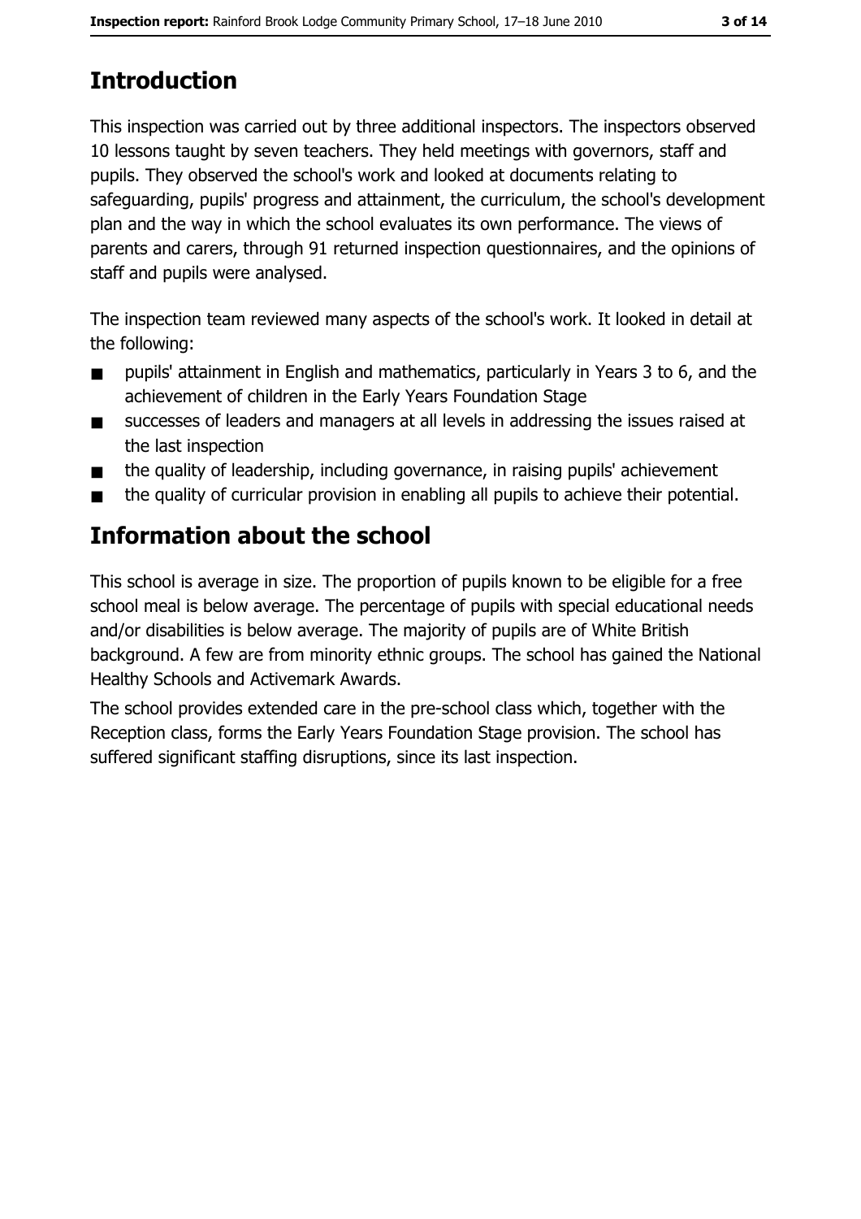## Introduction

This inspection was carried out by three additional inspectors. The inspectors observed 10 lessons taught by seven teachers. They held meetings with governors, staff and pupils. They observed the school's work and looked at documents relating to safeguarding, pupils' progress and attainment, the curriculum, the school's development plan and the way in which the school evaluates its own performance. The views of parents and carers, through 91 returned inspection questionnaires, and the opinions of staff and pupils were analysed.

The inspection team reviewed many aspects of the school's work. It looked in detail at the following:

- pupils' attainment in English and mathematics, particularly in Years 3 to 6, and the achievement of children in the Early Years Foundation Stage
- successes of leaders and managers at all levels in addressing the issues raised at the last inspection
- the quality of leadership, including governance, in raising pupils' achievement
- the quality of curricular provision in enabling all pupils to achieve their potential.

## Information about the school

This school is average in size. The proportion of pupils known to be eligible for a free school meal is below average. The percentage of pupils with special educational needs and/or disabilities is below average. The majority of pupils are of White British background. A few are from minority ethnic groups. The school has gained the National Healthy Schools and Activemark Awards.

The school provides extended care in the pre-school class which, together with the Reception class, forms the Early Years Foundation Stage provision. The school has suffered significant staffing disruptions, since its last inspection.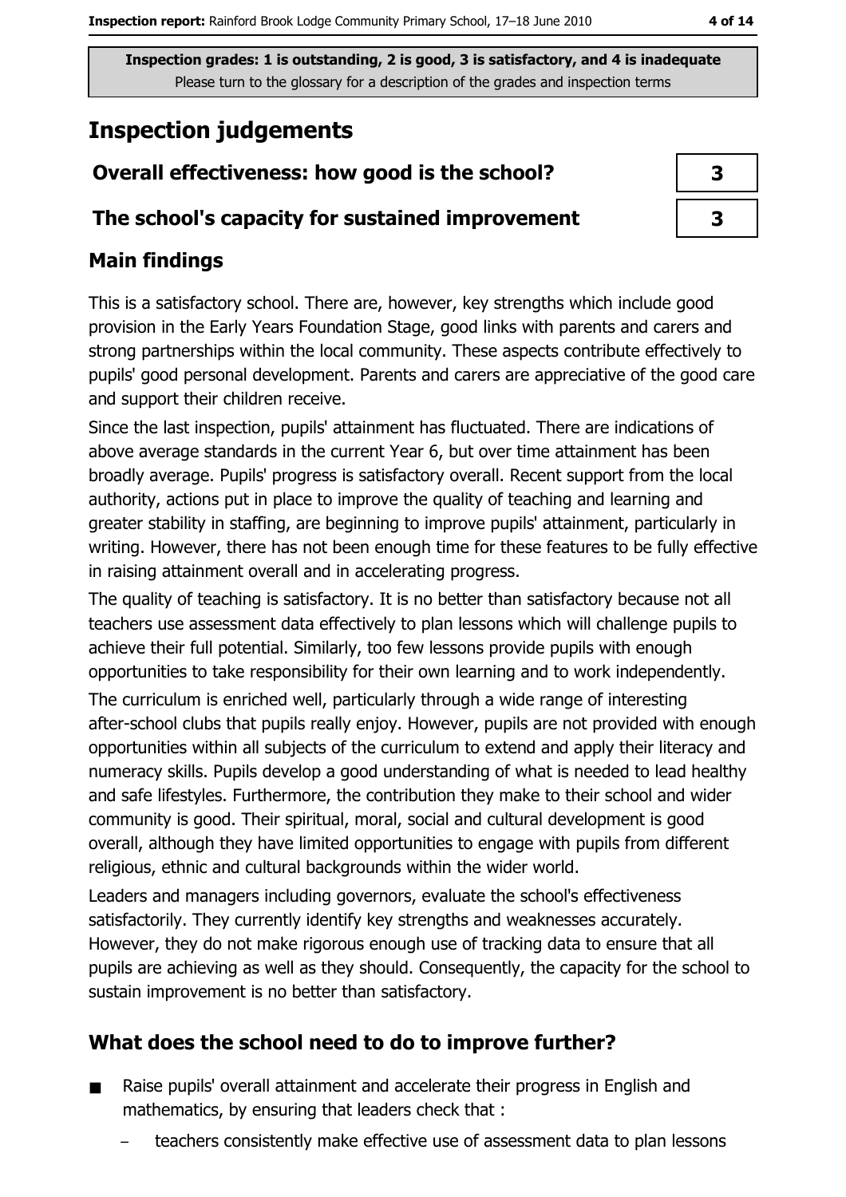Inspection grades: 1 is outstanding, 2 is good, 3 is satisfactory, and 4 is inadequate
Please turn to the glossary for a description of the grades and inspection terms

# Inspection judgements

| Overall effectiveness: how good is the school? | 3 |
|---|---|
| The school's capacity for sustained improvement | 3 |

## Main findings

This is a satisfactory school. There are, however, key strengths which include good provision in the Early Years Foundation Stage, good links with parents and carers and strong partnerships within the local community. These aspects contribute effectively to pupils' good personal development. Parents and carers are appreciative of the good care and support their children receive.

Since the last inspection, pupils' attainment has fluctuated. There are indications of above average standards in the current Year 6, but over time attainment has been broadly average. Pupils' progress is satisfactory overall. Recent support from the local authority, actions put in place to improve the quality of teaching and learning and greater stability in staffing, are beginning to improve pupils' attainment, particularly in writing. However, there has not been enough time for these features to be fully effective in raising attainment overall and in accelerating progress.

The quality of teaching is satisfactory. It is no better than satisfactory because not all teachers use assessment data effectively to plan lessons which will challenge pupils to achieve their full potential. Similarly, too few lessons provide pupils with enough opportunities to take responsibility for their own learning and to work independently.

The curriculum is enriched well, particularly through a wide range of interesting after-school clubs that pupils really enjoy. However, pupils are not provided with enough opportunities within all subjects of the curriculum to extend and apply their literacy and numeracy skills. Pupils develop a good understanding of what is needed to lead healthy and safe lifestyles. Furthermore, the contribution they make to their school and wider community is good. Their spiritual, moral, social and cultural development is good overall, although they have limited opportunities to engage with pupils from different religious, ethnic and cultural backgrounds within the wider world.

Leaders and managers including governors, evaluate the school's effectiveness satisfactorily. They currently identify key strengths and weaknesses accurately. However, they do not make rigorous enough use of tracking data to ensure that all pupils are achieving as well as they should. Consequently, the capacity for the school to sustain improvement is no better than satisfactory.

## What does the school need to do to improve further?

- Raise pupils' overall attainment and accelerate their progress in English and mathematics, by ensuring that leaders check that :
  - teachers consistently make effective use of assessment data to plan lessons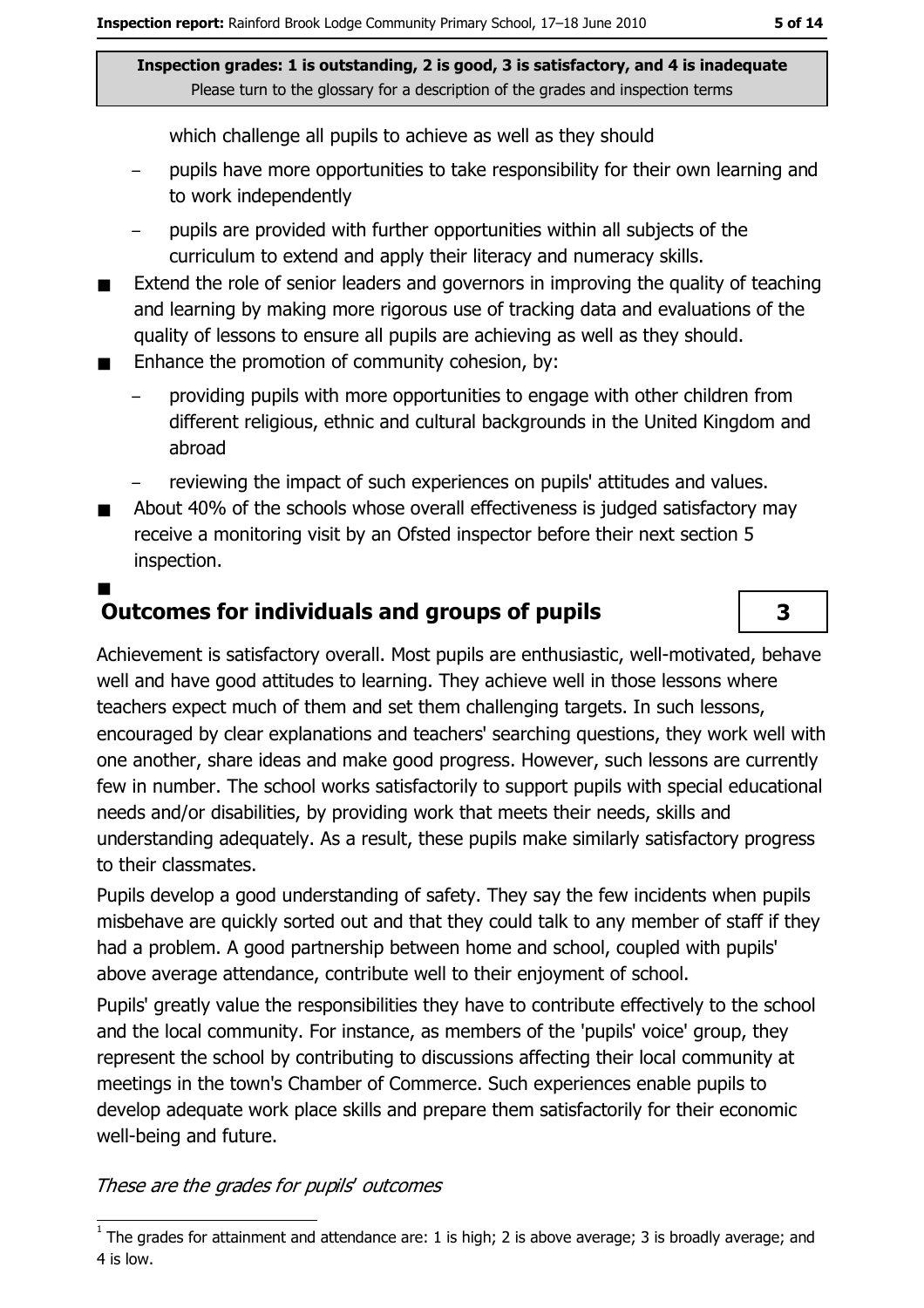Inspection grades: 1 is outstanding, 2 is good, 3 is satisfactory, and 4 is inadequate
Please turn to the glossary for a description of the grades and inspection terms

which challenge all pupils to achieve as well as they should

- pupils have more opportunities to take responsibility for their own learning and to work independently
- pupils are provided with further opportunities within all subjects of the curriculum to extend and apply their literacy and numeracy skills.

- Extend the role of senior leaders and governors in improving the quality of teaching and learning by making more rigorous use of tracking data and evaluations of the quality of lessons to ensure all pupils are achieving as well as they should.
- Enhance the promotion of community cohesion, by:
  - providing pupils with more opportunities to engage with other children from different religious, ethnic and cultural backgrounds in the United Kingdom and abroad
  - reviewing the impact of such experiences on pupils' attitudes and values.
- About 40% of the schools whose overall effectiveness is judged satisfactory may receive a monitoring visit by an Ofsted inspector before their next section 5 inspection.

## Outcomes for individuals and groups of pupils

**3**

Achievement is satisfactory overall. Most pupils are enthusiastic, well-motivated, behave well and have good attitudes to learning. They achieve well in those lessons where teachers expect much of them and set them challenging targets. In such lessons, encouraged by clear explanations and teachers' searching questions, they work well with one another, share ideas and make good progress. However, such lessons are currently few in number. The school works satisfactorily to support pupils with special educational needs and/or disabilities, by providing work that meets their needs, skills and understanding adequately. As a result, these pupils make similarly satisfactory progress to their classmates.

Pupils develop a good understanding of safety. They say the few incidents when pupils misbehave are quickly sorted out and that they could talk to any member of staff if they had a problem. A good partnership between home and school, coupled with pupils' above average attendance, contribute well to their enjoyment of school.

Pupils' greatly value the responsibilities they have to contribute effectively to the school and the local community. For instance, as members of the 'pupils' voice' group, they represent the school by contributing to discussions affecting their local community at meetings in the town's Chamber of Commerce. Such experiences enable pupils to develop adequate work place skills and prepare them satisfactorily for their economic well-being and future.

*These are the grades for pupils' outcomes*

[1] The grades for attainment and attendance are: 1 is high; 2 is above average; 3 is broadly average; and 4 is low.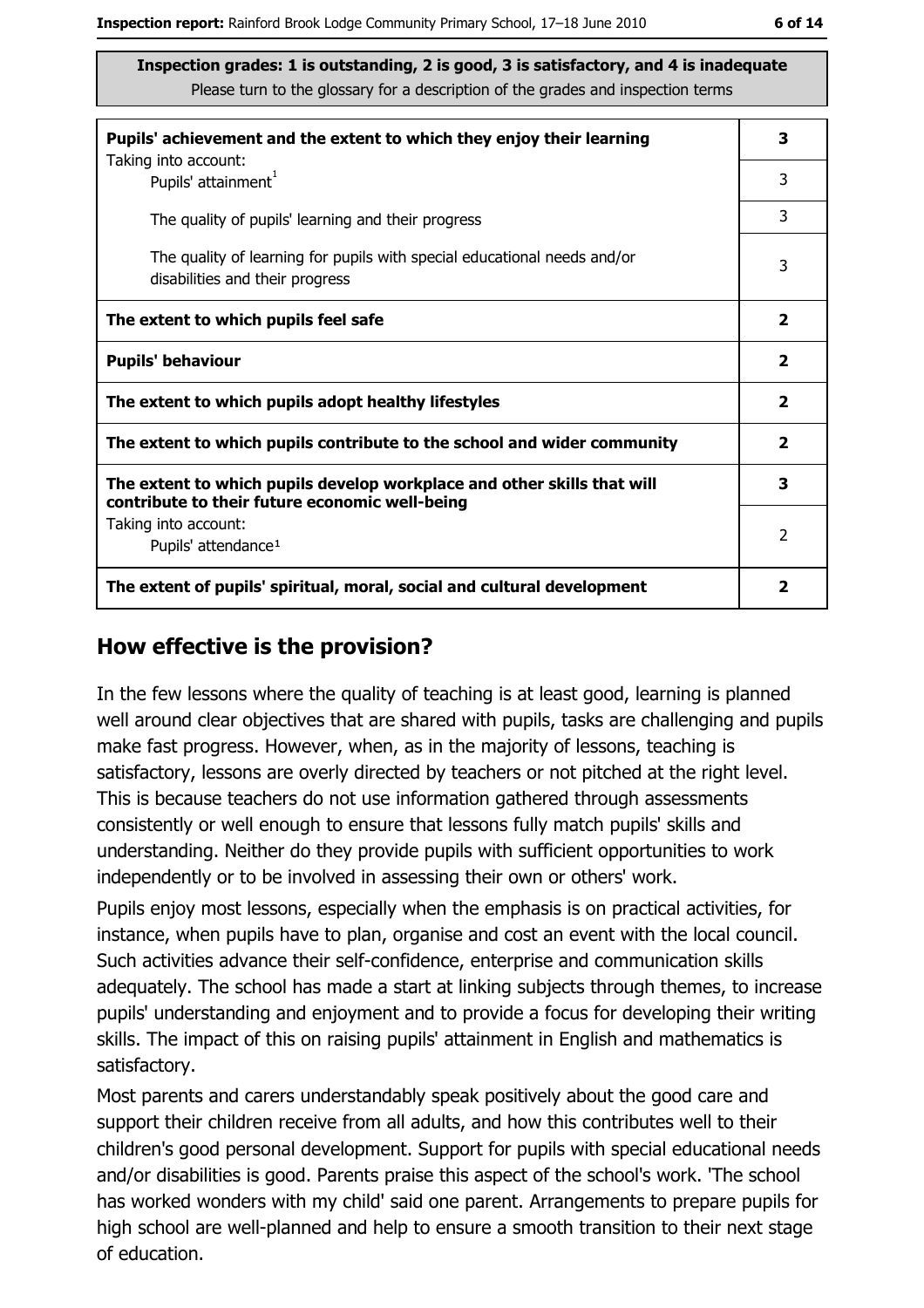**Inspection grades: 1 is outstanding, 2 is good, 3 is satisfactory, and 4 is inadequate**
Please turn to the glossary for a description of the grades and inspection terms

| | |
|---|---|
| **Pupils' achievement and the extent to which they enjoy their learning** | **3** |
| Taking into account: Pupils' attainment[1] | 3 |
| The quality of pupils' learning and their progress | 3 |
| The quality of learning for pupils with special educational needs and/or disabilities and their progress | 3 |
| **The extent to which pupils feel safe** | **2** |
| **Pupils' behaviour** | **2** |
| **The extent to which pupils adopt healthy lifestyles** | **2** |
| **The extent to which pupils contribute to the school and wider community** | **2** |
| **The extent to which pupils develop workplace and other skills that will contribute to their future economic well-being** | **3** |
| Taking into account: Pupils' attendance[1] | 2 |
| **The extent of pupils' spiritual, moral, social and cultural development** | **2** |

## How effective is the provision?

In the few lessons where the quality of teaching is at least good, learning is planned well around clear objectives that are shared with pupils, tasks are challenging and pupils make fast progress. However, when, as in the majority of lessons, teaching is satisfactory, lessons are overly directed by teachers or not pitched at the right level. This is because teachers do not use information gathered through assessments consistently or well enough to ensure that lessons fully match pupils' skills and understanding. Neither do they provide pupils with sufficient opportunities to work independently or to be involved in assessing their own or others' work.

Pupils enjoy most lessons, especially when the emphasis is on practical activities, for instance, when pupils have to plan, organise and cost an event with the local council. Such activities advance their self-confidence, enterprise and communication skills adequately. The school has made a start at linking subjects through themes, to increase pupils' understanding and enjoyment and to provide a focus for developing their writing skills. The impact of this on raising pupils' attainment in English and mathematics is satisfactory.

Most parents and carers understandably speak positively about the good care and support their children receive from all adults, and how this contributes well to their children's good personal development. Support for pupils with special educational needs and/or disabilities is good. Parents praise this aspect of the school's work. 'The school has worked wonders with my child' said one parent. Arrangements to prepare pupils for high school are well-planned and help to ensure a smooth transition to their next stage of education.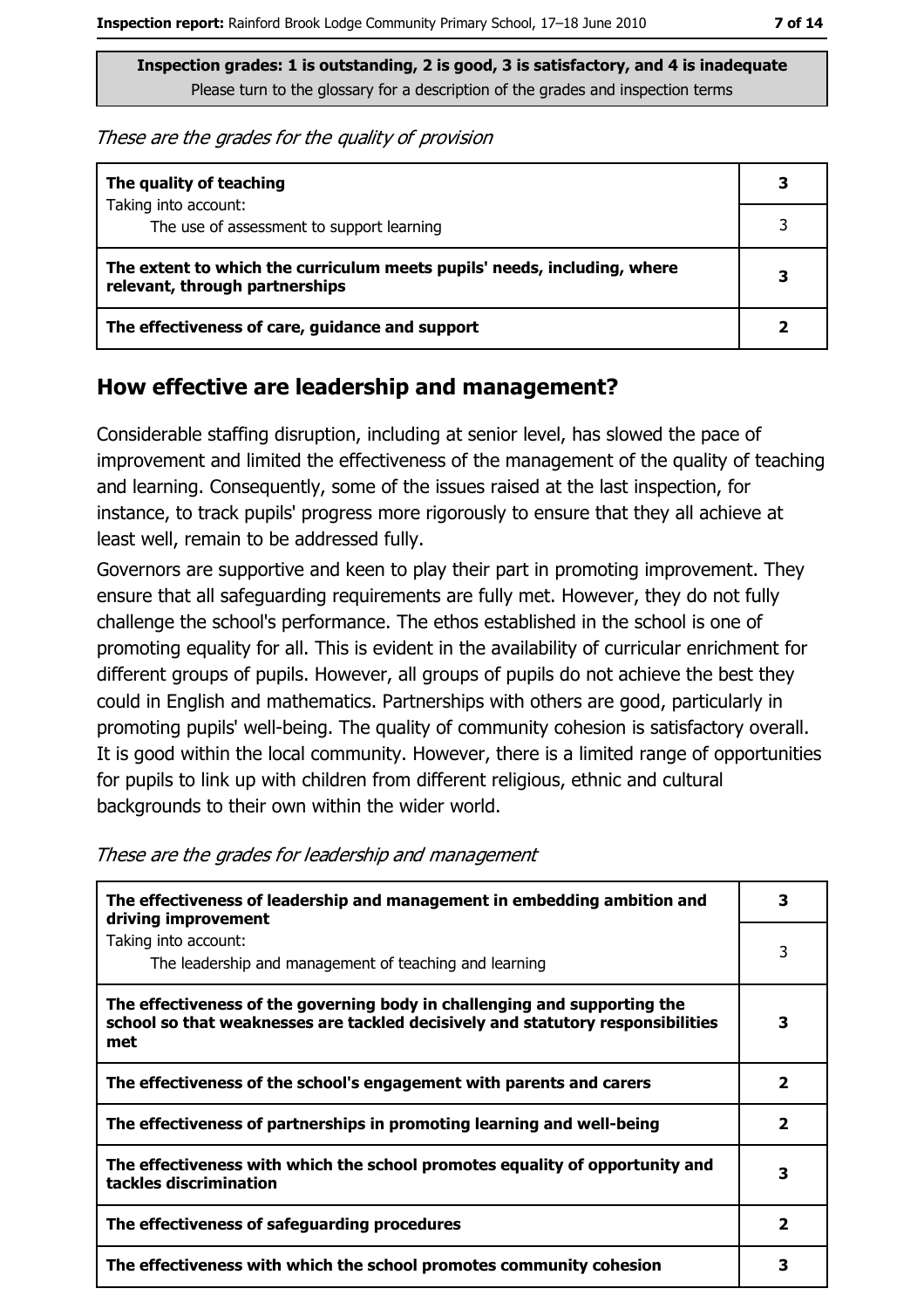Inspection grades: 1 is outstanding, 2 is good, 3 is satisfactory, and 4 is inadequate
Please turn to the glossary for a description of the grades and inspection terms

*These are the grades for the quality of provision*

| | |
|---|---|
| **The quality of teaching** | **3** |
| Taking into account: The use of assessment to support learning | 3 |
| **The extent to which the curriculum meets pupils' needs, including, where relevant, through partnerships** | **3** |
| **The effectiveness of care, guidance and support** | **2** |

## How effective are leadership and management?

Considerable staffing disruption, including at senior level, has slowed the pace of improvement and limited the effectiveness of the management of the quality of teaching and learning. Consequently, some of the issues raised at the last inspection, for instance, to track pupils' progress more rigorously to ensure that they all achieve at least well, remain to be addressed fully.

Governors are supportive and keen to play their part in promoting improvement. They ensure that all safeguarding requirements are fully met. However, they do not fully challenge the school's performance. The ethos established in the school is one of promoting equality for all. This is evident in the availability of curricular enrichment for different groups of pupils. However, all groups of pupils do not achieve the best they could in English and mathematics. Partnerships with others are good, particularly in promoting pupils' well-being. The quality of community cohesion is satisfactory overall. It is good within the local community. However, there is a limited range of opportunities for pupils to link up with children from different religious, ethnic and cultural backgrounds to their own within the wider world.

*These are the grades for leadership and management*

| | |
|---|---|
| **The effectiveness of leadership and management in embedding ambition and driving improvement** | **3** |
| Taking into account: The leadership and management of teaching and learning | 3 |
| **The effectiveness of the governing body in challenging and supporting the school so that weaknesses are tackled decisively and statutory responsibilities met** | **3** |
| **The effectiveness of the school's engagement with parents and carers** | **2** |
| **The effectiveness of partnerships in promoting learning and well-being** | **2** |
| **The effectiveness with which the school promotes equality of opportunity and tackles discrimination** | **3** |
| **The effectiveness of safeguarding procedures** | **2** |
| **The effectiveness with which the school promotes community cohesion** | **3** |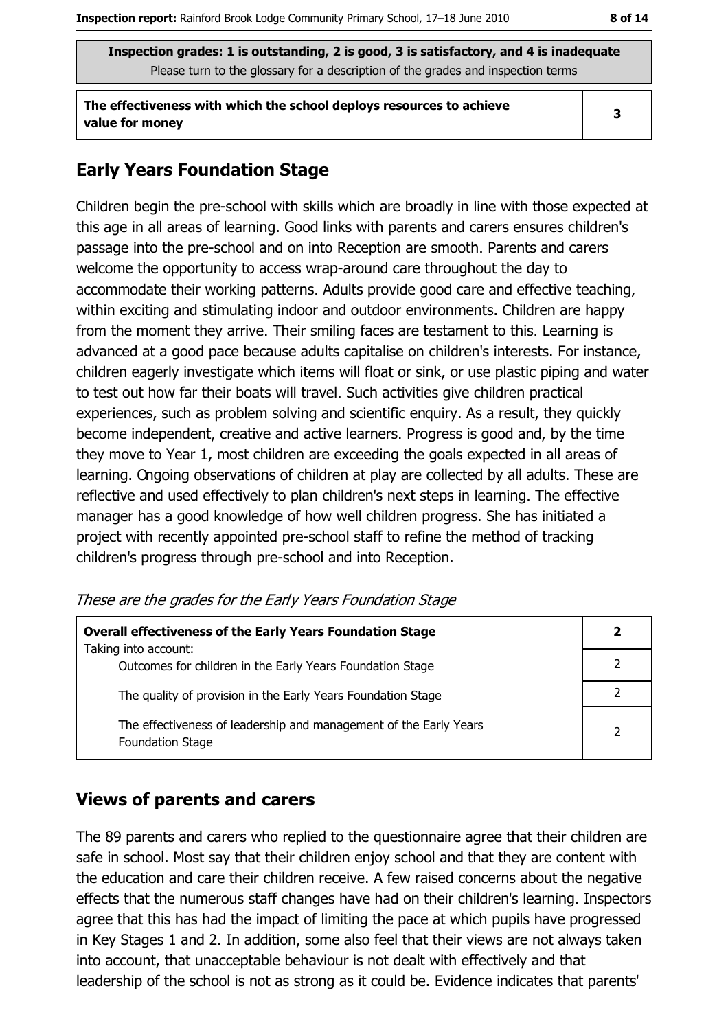**Inspection grades: 1 is outstanding, 2 is good, 3 is satisfactory, and 4 is inadequate**
Please turn to the glossary for a description of the grades and inspection terms

| The effectiveness with which the school deploys resources to achieve value for money | 3 |
|---|---|

## Early Years Foundation Stage

Children begin the pre-school with skills which are broadly in line with those expected at this age in all areas of learning. Good links with parents and carers ensures children's passage into the pre-school and on into Reception are smooth. Parents and carers welcome the opportunity to access wrap-around care throughout the day to accommodate their working patterns. Adults provide good care and effective teaching, within exciting and stimulating indoor and outdoor environments. Children are happy from the moment they arrive. Their smiling faces are testament to this. Learning is advanced at a good pace because adults capitalise on children's interests. For instance, children eagerly investigate which items will float or sink, or use plastic piping and water to test out how far their boats will travel. Such activities give children practical experiences, such as problem solving and scientific enquiry. As a result, they quickly become independent, creative and active learners. Progress is good and, by the time they move to Year 1, most children are exceeding the goals expected in all areas of learning. Ongoing observations of children at play are collected by all adults. These are reflective and used effectively to plan children's next steps in learning. The effective manager has a good knowledge of how well children progress. She has initiated a project with recently appointed pre-school staff to refine the method of tracking children's progress through pre-school and into Reception.

*These are the grades for the Early Years Foundation Stage*

| **Overall effectiveness of the Early Years Foundation Stage** Taking into account: | **2** |
|---|---|
| Outcomes for children in the Early Years Foundation Stage | 2 |
| The quality of provision in the Early Years Foundation Stage | 2 |
| The effectiveness of leadership and management of the Early Years Foundation Stage | 2 |

## Views of parents and carers

The 89 parents and carers who replied to the questionnaire agree that their children are safe in school. Most say that their children enjoy school and that they are content with the education and care their children receive. A few raised concerns about the negative effects that the numerous staff changes have had on their children's learning. Inspectors agree that this has had the impact of limiting the pace at which pupils have progressed in Key Stages 1 and 2. In addition, some also feel that their views are not always taken into account, that unacceptable behaviour is not dealt with effectively and that leadership of the school is not as strong as it could be. Evidence indicates that parents'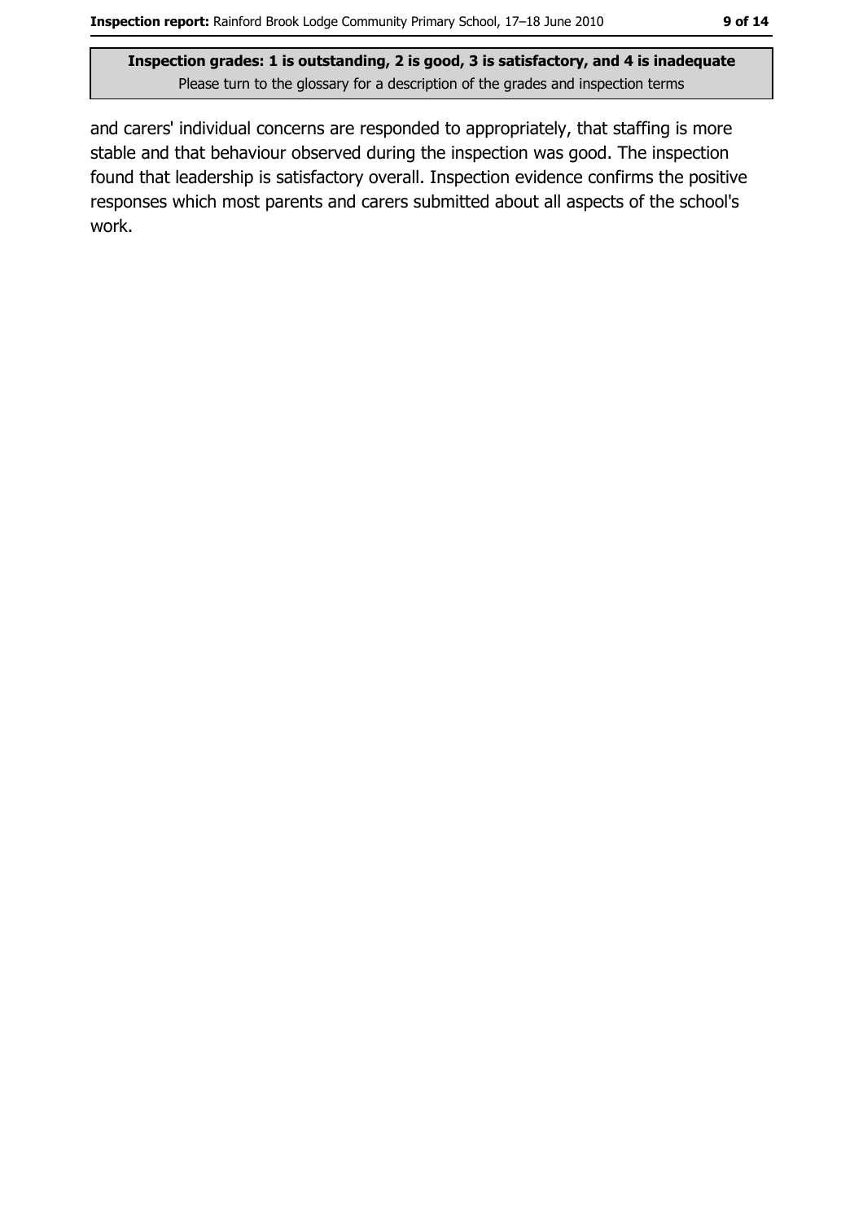and carers' individual concerns are responded to appropriately, that staffing is more stable and that behaviour observed during the inspection was good. The inspection found that leadership is satisfactory overall. Inspection evidence confirms the positive responses which most parents and carers submitted about all aspects of the school's work.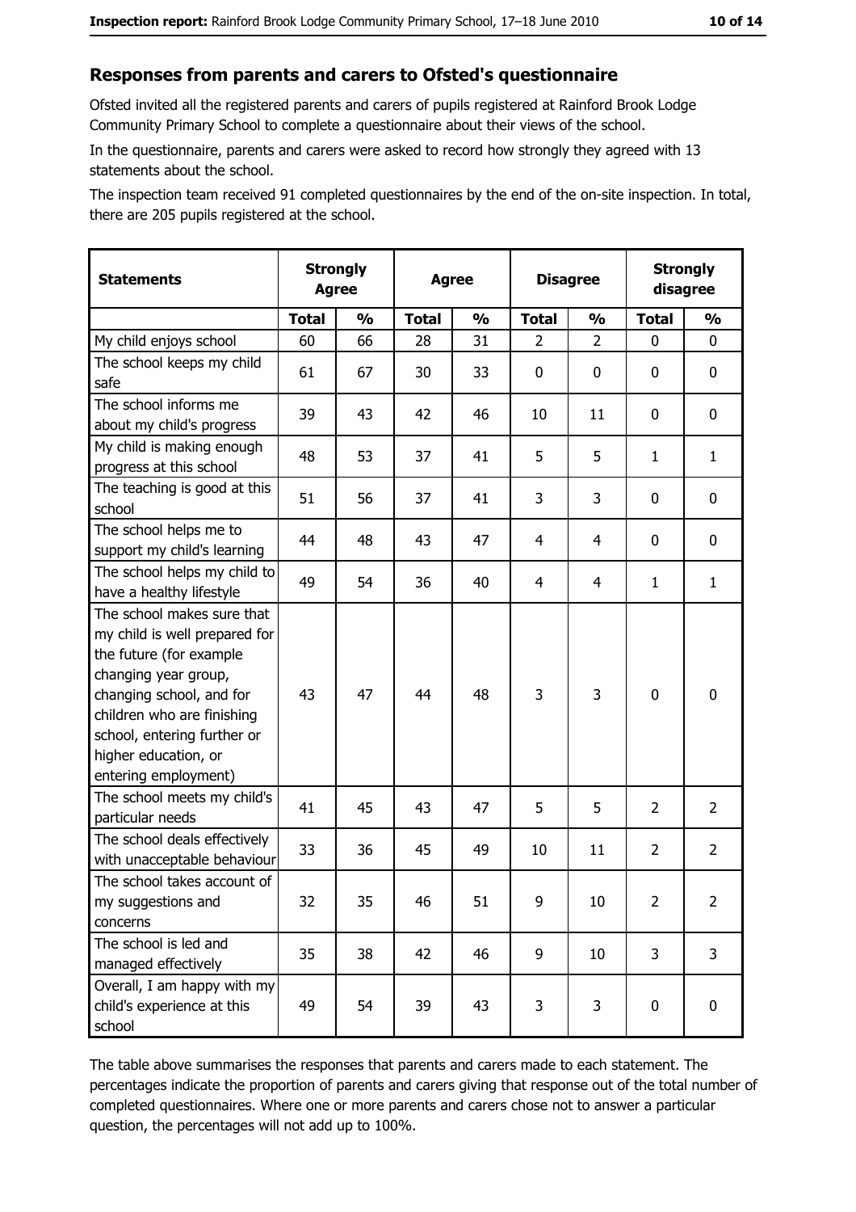## Responses from parents and carers to Ofsted's questionnaire

Ofsted invited all the registered parents and carers of pupils registered at Rainford Brook Lodge Community Primary School to complete a questionnaire about their views of the school.

In the questionnaire, parents and carers were asked to record how strongly they agreed with 13 statements about the school.

The inspection team received 91 completed questionnaires by the end of the on-site inspection. In total, there are 205 pupils registered at the school.

| Statements | Strongly Agree | | Agree | | Disagree | | Strongly disagree | |
|---|---|---|---|---|---|---|---|---|
| | Total | % | Total | % | Total | % | Total | % |
| My child enjoys school | 60 | 66 | 28 | 31 | 2 | 2 | 0 | 0 |
| The school keeps my child safe | 61 | 67 | 30 | 33 | 0 | 0 | 0 | 0 |
| The school informs me about my child's progress | 39 | 43 | 42 | 46 | 10 | 11 | 0 | 0 |
| My child is making enough progress at this school | 48 | 53 | 37 | 41 | 5 | 5 | 1 | 1 |
| The teaching is good at this school | 51 | 56 | 37 | 41 | 3 | 3 | 0 | 0 |
| The school helps me to support my child's learning | 44 | 48 | 43 | 47 | 4 | 4 | 0 | 0 |
| The school helps my child to have a healthy lifestyle | 49 | 54 | 36 | 40 | 4 | 4 | 1 | 1 |
| The school makes sure that my child is well prepared for the future (for example changing year group, changing school, and for children who are finishing school, entering further or higher education, or entering employment) | 43 | 47 | 44 | 48 | 3 | 3 | 0 | 0 |
| The school meets my child's particular needs | 41 | 45 | 43 | 47 | 5 | 5 | 2 | 2 |
| The school deals effectively with unacceptable behaviour | 33 | 36 | 45 | 49 | 10 | 11 | 2 | 2 |
| The school takes account of my suggestions and concerns | 32 | 35 | 46 | 51 | 9 | 10 | 2 | 2 |
| The school is led and managed effectively | 35 | 38 | 42 | 46 | 9 | 10 | 3 | 3 |
| Overall, I am happy with my child's experience at this school | 49 | 54 | 39 | 43 | 3 | 3 | 0 | 0 |

The table above summarises the responses that parents and carers made to each statement. The percentages indicate the proportion of parents and carers giving that response out of the total number of completed questionnaires. Where one or more parents and carers chose not to answer a particular question, the percentages will not add up to 100%.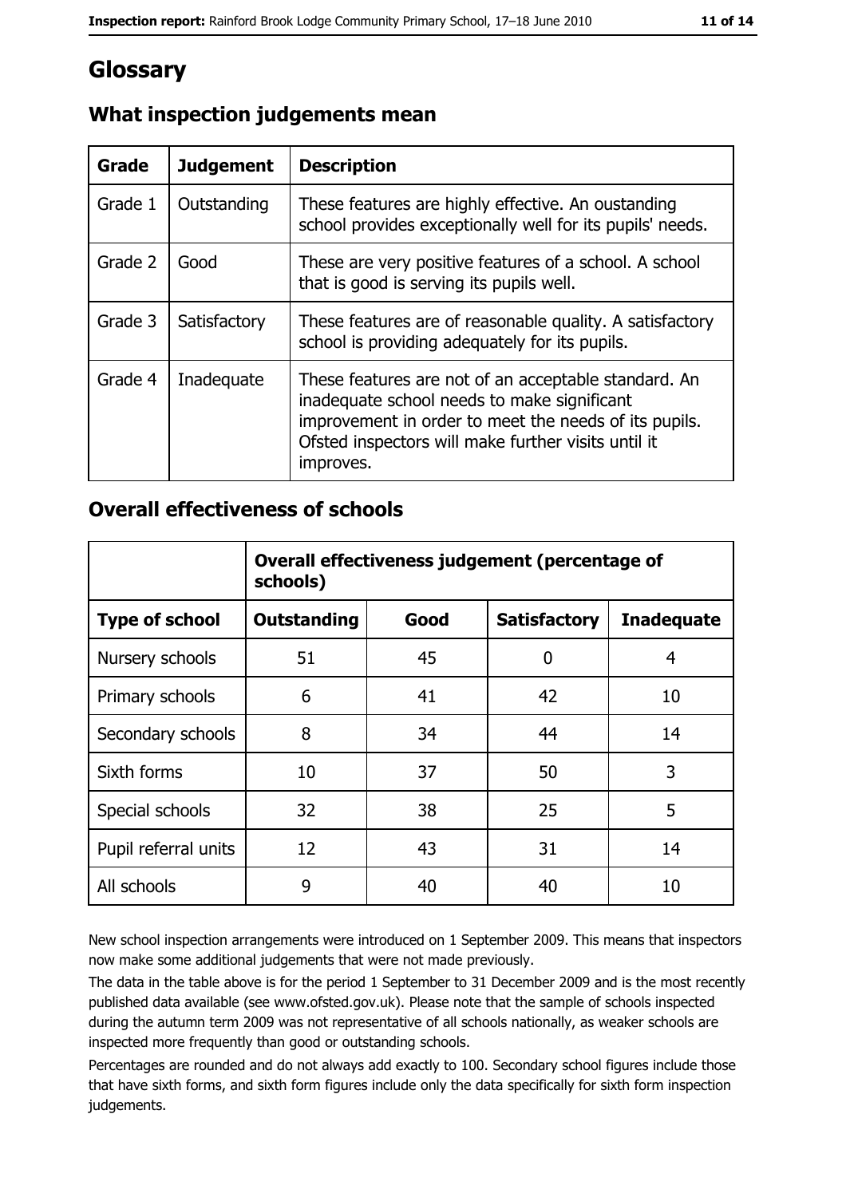# Glossary

## What inspection judgements mean

| Grade | Judgement | Description |
| --- | --- | --- |
| Grade 1 | Outstanding | These features are highly effective. An oustanding school provides exceptionally well for its pupils' needs. |
| Grade 2 | Good | These are very positive features of a school. A school that is good is serving its pupils well. |
| Grade 3 | Satisfactory | These features are of reasonable quality. A satisfactory school is providing adequately for its pupils. |
| Grade 4 | Inadequate | These features are not of an acceptable standard. An inadequate school needs to make significant improvement in order to meet the needs of its pupils. Ofsted inspectors will make further visits until it improves. |

## Overall effectiveness of schools

| | Overall effectiveness judgement (percentage of schools) | | | |
| --- | --- | --- | --- | --- |
| **Type of school** | **Outstanding** | **Good** | **Satisfactory** | **Inadequate** |
| Nursery schools | 51 | 45 | 0 | 4 |
| Primary schools | 6 | 41 | 42 | 10 |
| Secondary schools | 8 | 34 | 44 | 14 |
| Sixth forms | 10 | 37 | 50 | 3 |
| Special schools | 32 | 38 | 25 | 5 |
| Pupil referral units | 12 | 43 | 31 | 14 |
| All schools | 9 | 40 | 40 | 10 |

New school inspection arrangements were introduced on 1 September 2009. This means that inspectors now make some additional judgements that were not made previously.

The data in the table above is for the period 1 September to 31 December 2009 and is the most recently published data available (see www.ofsted.gov.uk). Please note that the sample of schools inspected during the autumn term 2009 was not representative of all schools nationally, as weaker schools are inspected more frequently than good or outstanding schools.

Percentages are rounded and do not always add exactly to 100. Secondary school figures include those that have sixth forms, and sixth form figures include only the data specifically for sixth form inspection judgements.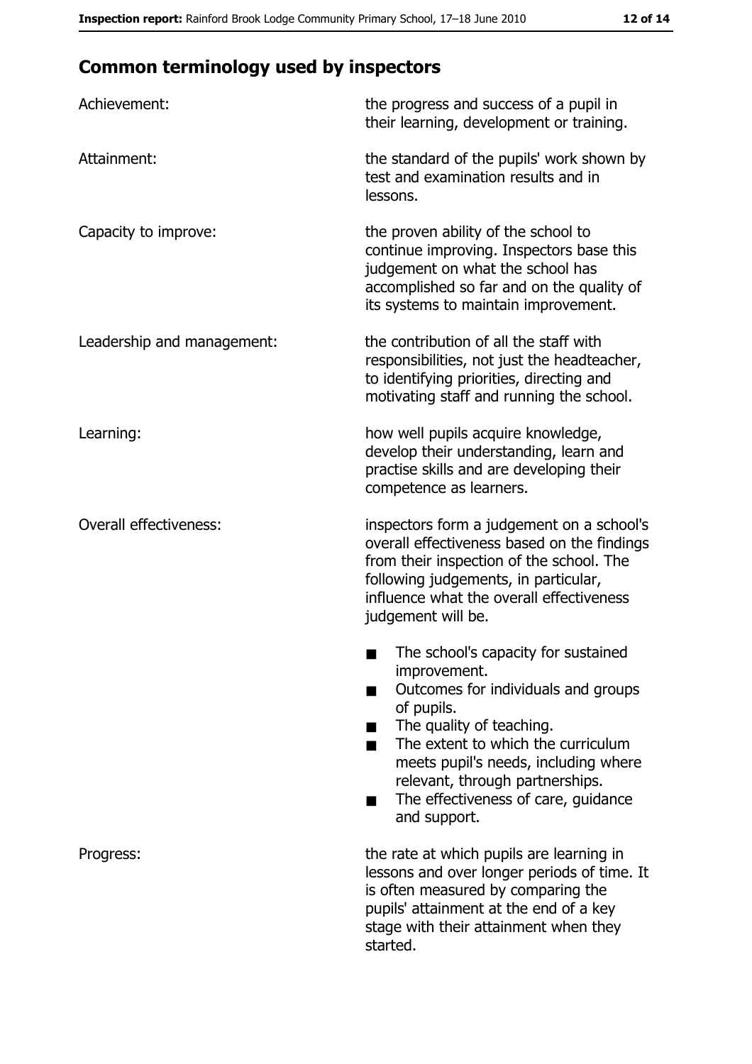## Common terminology used by inspectors

| | |
|---|---|
| Achievement: | the progress and success of a pupil in their learning, development or training. |
| Attainment: | the standard of the pupils' work shown by test and examination results and in lessons. |
| Capacity to improve: | the proven ability of the school to continue improving. Inspectors base this judgement on what the school has accomplished so far and on the quality of its systems to maintain improvement. |
| Leadership and management: | the contribution of all the staff with responsibilities, not just the headteacher, to identifying priorities, directing and motivating staff and running the school. |
| Learning: | how well pupils acquire knowledge, develop their understanding, learn and practise skills and are developing their competence as learners. |
| Overall effectiveness: | inspectors form a judgement on a school's overall effectiveness based on the findings from their inspection of the school. The following judgements, in particular, influence what the overall effectiveness judgement will be.<br>■ The school's capacity for sustained improvement.<br>■ Outcomes for individuals and groups of pupils.<br>■ The quality of teaching.<br>■ The extent to which the curriculum meets pupil's needs, including where relevant, through partnerships.<br>■ The effectiveness of care, guidance and support. |
| Progress: | the rate at which pupils are learning in lessons and over longer periods of time. It is often measured by comparing the pupils' attainment at the end of a key stage with their attainment when they started. |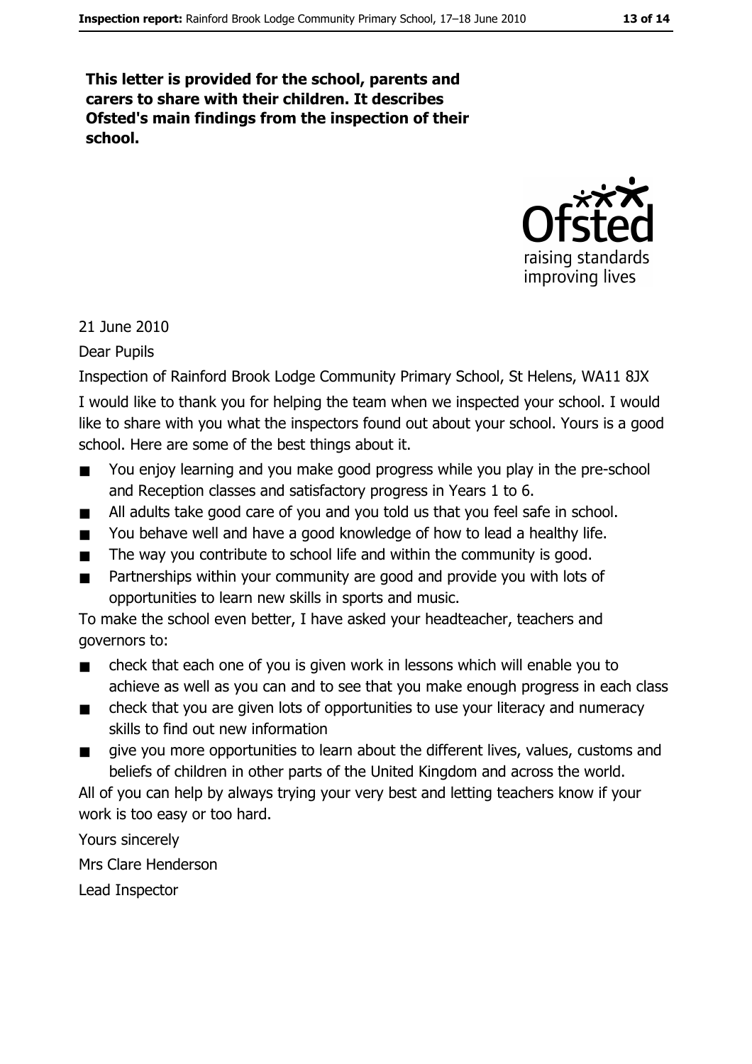**This letter is provided for the school, parents and carers to share with their children. It describes Ofsted's main findings from the inspection of their school.**

21 June 2010

Dear Pupils

Inspection of Rainford Brook Lodge Community Primary School, St Helens, WA11 8JX

I would like to thank you for helping the team when we inspected your school. I would like to share with you what the inspectors found out about your school. Yours is a good school. Here are some of the best things about it.

- You enjoy learning and you make good progress while you play in the pre-school and Reception classes and satisfactory progress in Years 1 to 6.
- All adults take good care of you and you told us that you feel safe in school.
- You behave well and have a good knowledge of how to lead a healthy life.
- The way you contribute to school life and within the community is good.
- Partnerships within your community are good and provide you with lots of opportunities to learn new skills in sports and music.

To make the school even better, I have asked your headteacher, teachers and governors to:

- check that each one of you is given work in lessons which will enable you to achieve as well as you can and to see that you make enough progress in each class
- check that you are given lots of opportunities to use your literacy and numeracy skills to find out new information
- give you more opportunities to learn about the different lives, values, customs and beliefs of children in other parts of the United Kingdom and across the world.

All of you can help by always trying your very best and letting teachers know if your work is too easy or too hard.

Yours sincerely

Mrs Clare Henderson

Lead Inspector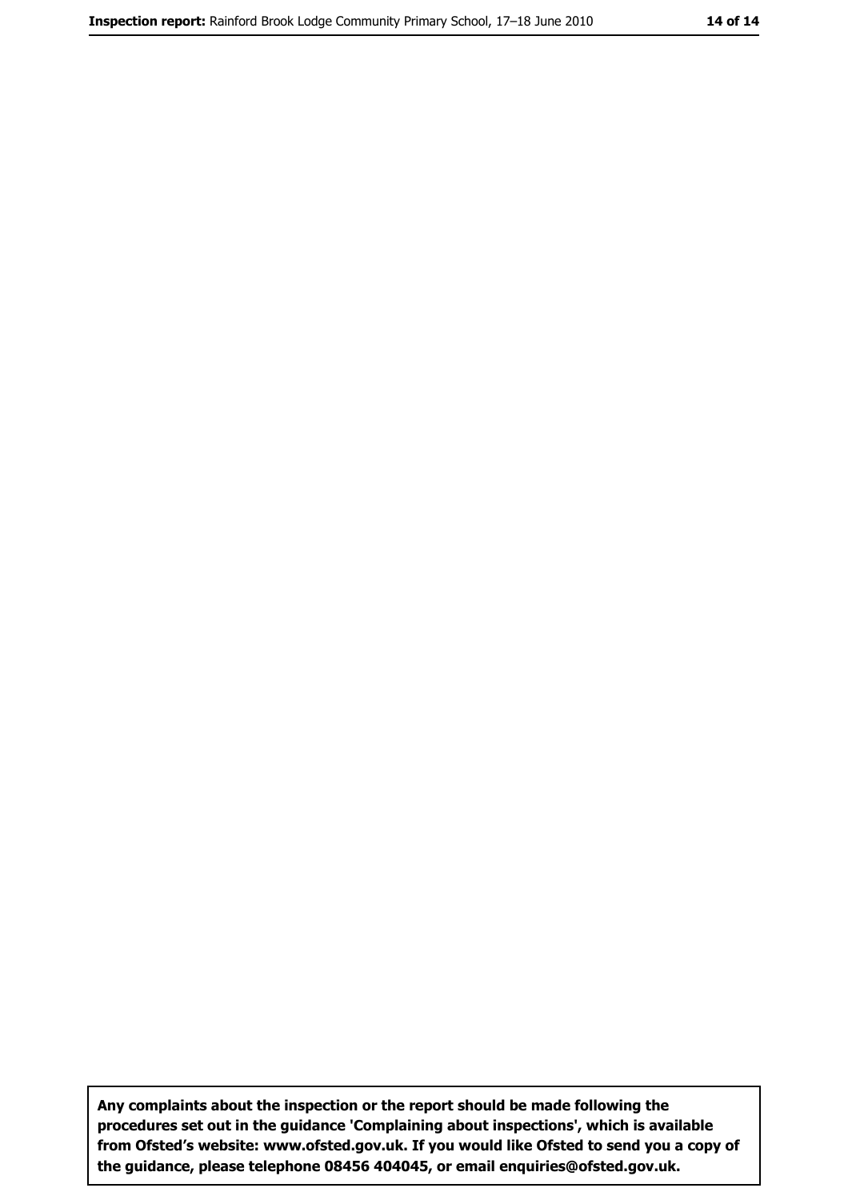**Any complaints about the inspection or the report should be made following the procedures set out in the guidance 'Complaining about inspections', which is available from Ofsted's website: www.ofsted.gov.uk. If you would like Ofsted to send you a copy of the guidance, please telephone 08456 404045, or email enquiries@ofsted.gov.uk.**